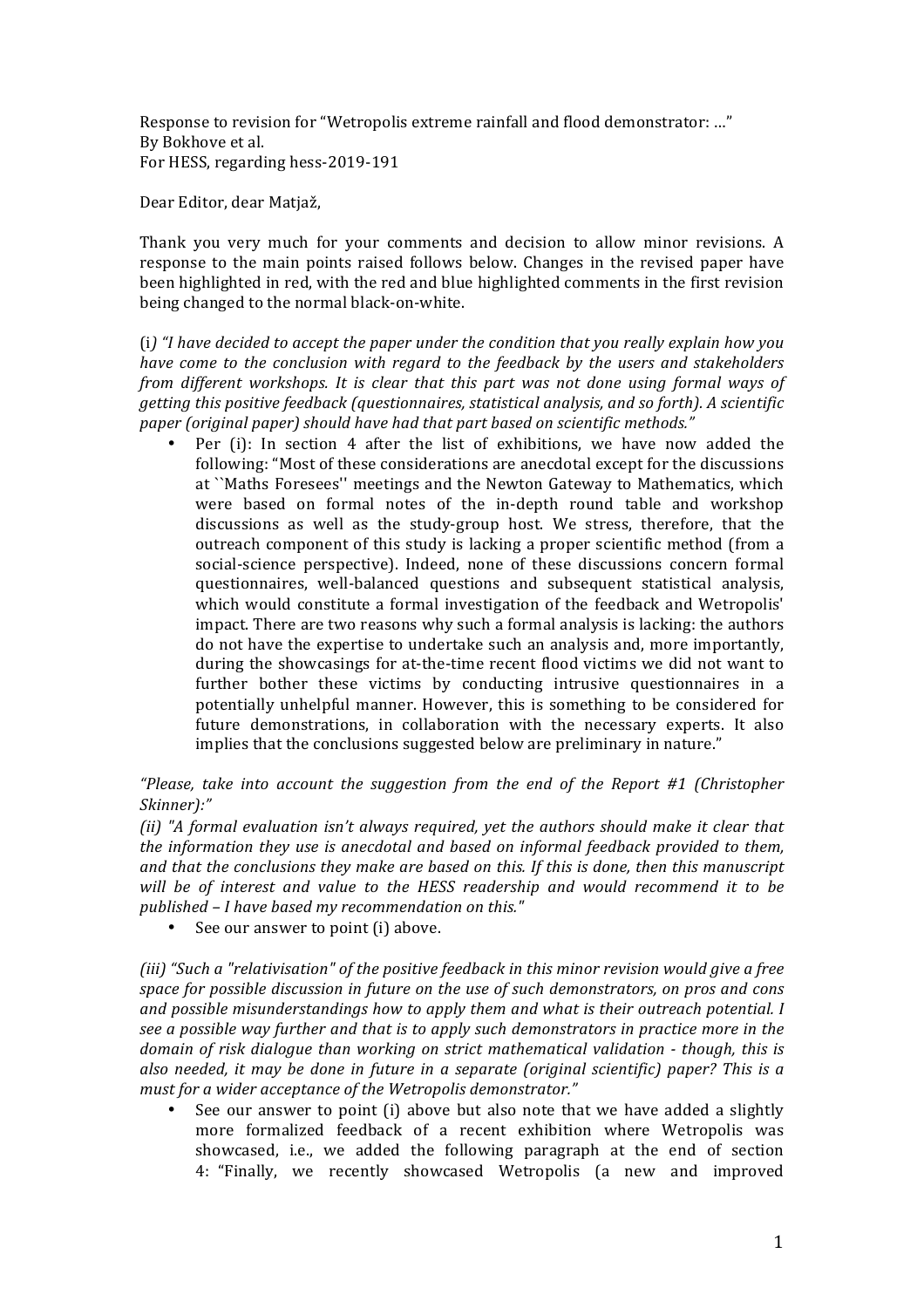Response to revision for "Wetropolis extreme rainfall and flood demonstrator: …"
By Bokhove et al.
For HESS, regarding hess-2019-191

Dear Editor, dear Matjaž,

Thank you very much for your comments and decision to allow minor revisions. A response to the main points raised follows below. Changes in the revised paper have been highlighted in red, with the red and blue highlighted comments in the first revision being changed to the normal black-on-white.

(i*) "I have decided to accept the paper under the condition that you really explain how you have come to the conclusion with regard to the feedback by the users and stakeholders from different workshops. It is clear that this part was not done using formal ways of getting this positive feedback (questionnaires, statistical analysis, and so forth). A scientific paper (original paper) should have had that part based on scientific methods."*

- Per (i): In section 4 after the list of exhibitions, we have now added the following: "Most of these considerations are anecdotal except for the discussions at ``Maths Foresees'' meetings and the Newton Gateway to Mathematics, which were based on formal notes of the in-depth round table and workshop discussions as well as the study-group host. We stress, therefore, that the outreach component of this study is lacking a proper scientific method (from a social-science perspective). Indeed, none of these discussions concern formal questionnaires, well-balanced questions and subsequent statistical analysis, which would constitute a formal investigation of the feedback and Wetropolis' impact. There are two reasons why such a formal analysis is lacking: the authors do not have the expertise to undertake such an analysis and, more importantly, during the showcasings for at-the-time recent flood victims we did not want to further bother these victims by conducting intrusive questionnaires in a potentially unhelpful manner. However, this is something to be considered for future demonstrations, in collaboration with the necessary experts. It also implies that the conclusions suggested below are preliminary in nature."

*"Please, take into account the suggestion from the end of the Report #1 (Christopher Skinner):"*

*(ii) "A formal evaluation isn't always required, yet the authors should make it clear that the information they use is anecdotal and based on informal feedback provided to them, and that the conclusions they make are based on this. If this is done, then this manuscript will be of interest and value to the HESS readership and would recommend it to be published – I have based my recommendation on this."*

- See our answer to point (i) above.

*(iii) "Such a "relativisation" of the positive feedback in this minor revision would give a free space for possible discussion in future on the use of such demonstrators, on pros and cons and possible misunderstandings how to apply them and what is their outreach potential. I see a possible way further and that is to apply such demonstrators in practice more in the domain of risk dialogue than working on strict mathematical validation - though, this is also needed, it may be done in future in a separate (original scientific) paper? This is a must for a wider acceptance of the Wetropolis demonstrator."*

- See our answer to point (i) above but also note that we have added a slightly more formalized feedback of a recent exhibition where Wetropolis was showcased, i.e., we added the following paragraph at the end of section 4: "Finally, we recently showcased Wetropolis (a new and improved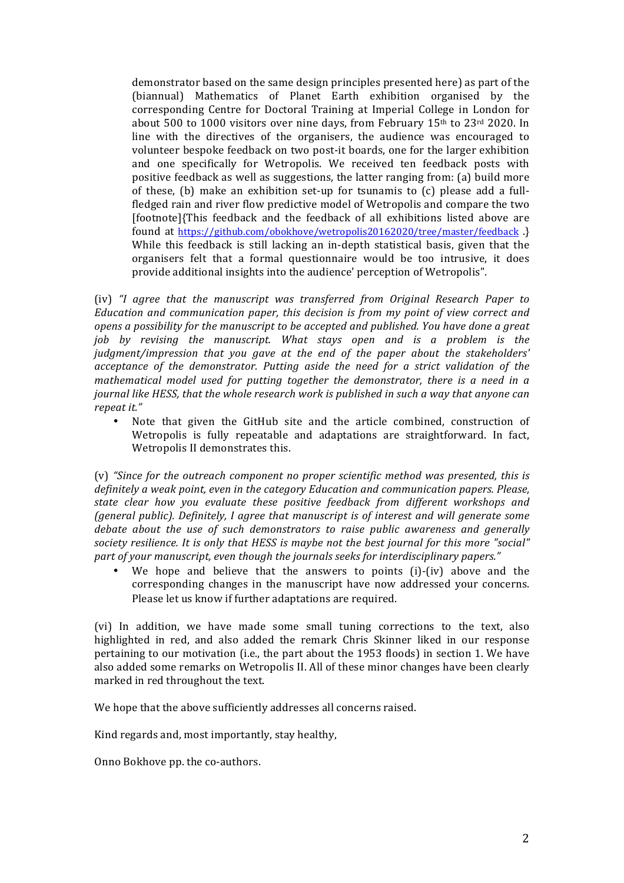demonstrator based on the same design principles presented here) as part of the (biannual) Mathematics of Planet Earth exhibition organised by the corresponding Centre for Doctoral Training at Imperial College in London for about 500 to 1000 visitors over nine days, from February 15th to 23rd 2020. In line with the directives of the organisers, the audience was encouraged to volunteer bespoke feedback on two post-it boards, one for the larger exhibition and one specifically for Wetropolis. We received ten feedback posts with positive feedback as well as suggestions, the latter ranging from: (a) build more of these, (b) make an exhibition set-up for tsunamis to (c) please add a full-fledged rain and river flow predictive model of Wetropolis and compare the two [footnote]{This feedback and the feedback of all exhibitions listed above are found at https://github.com/obokhove/wetropolis20162020/tree/master/feedback .} While this feedback is still lacking an in-depth statistical basis, given that the organisers felt that a formal questionnaire would be too intrusive, it does provide additional insights into the audience' perception of Wetropolis".

(iv) *"I agree that the manuscript was transferred from Original Research Paper to Education and communication paper, this decision is from my point of view correct and opens a possibility for the manuscript to be accepted and published. You have done a great job by revising the manuscript. What stays open and is a problem is the judgment/impression that you gave at the end of the paper about the stakeholders' acceptance of the demonstrator. Putting aside the need for a strict validation of the mathematical model used for putting together the demonstrator, there is a need in a journal like HESS, that the whole research work is published in such a way that anyone can repeat it."*

- Note that given the GitHub site and the article combined, construction of Wetropolis is fully repeatable and adaptations are straightforward. In fact, Wetropolis II demonstrates this.

(v) *"Since for the outreach component no proper scientific method was presented, this is definitely a weak point, even in the category Education and communication papers. Please, state clear how you evaluate these positive feedback from different workshops and (general public). Definitely, I agree that manuscript is of interest and will generate some debate about the use of such demonstrators to raise public awareness and generally society resilience. It is only that HESS is maybe not the best journal for this more "social" part of your manuscript, even though the journals seeks for interdisciplinary papers."*

- We hope and believe that the answers to points (i)-(iv) above and the corresponding changes in the manuscript have now addressed your concerns. Please let us know if further adaptations are required.

(vi) In addition, we have made some small tuning corrections to the text, also highlighted in red, and also added the remark Chris Skinner liked in our response pertaining to our motivation (i.e., the part about the 1953 floods) in section 1. We have also added some remarks on Wetropolis II. All of these minor changes have been clearly marked in red throughout the text.

We hope that the above sufficiently addresses all concerns raised.

Kind regards and, most importantly, stay healthy,

Onno Bokhove pp. the co-authors.